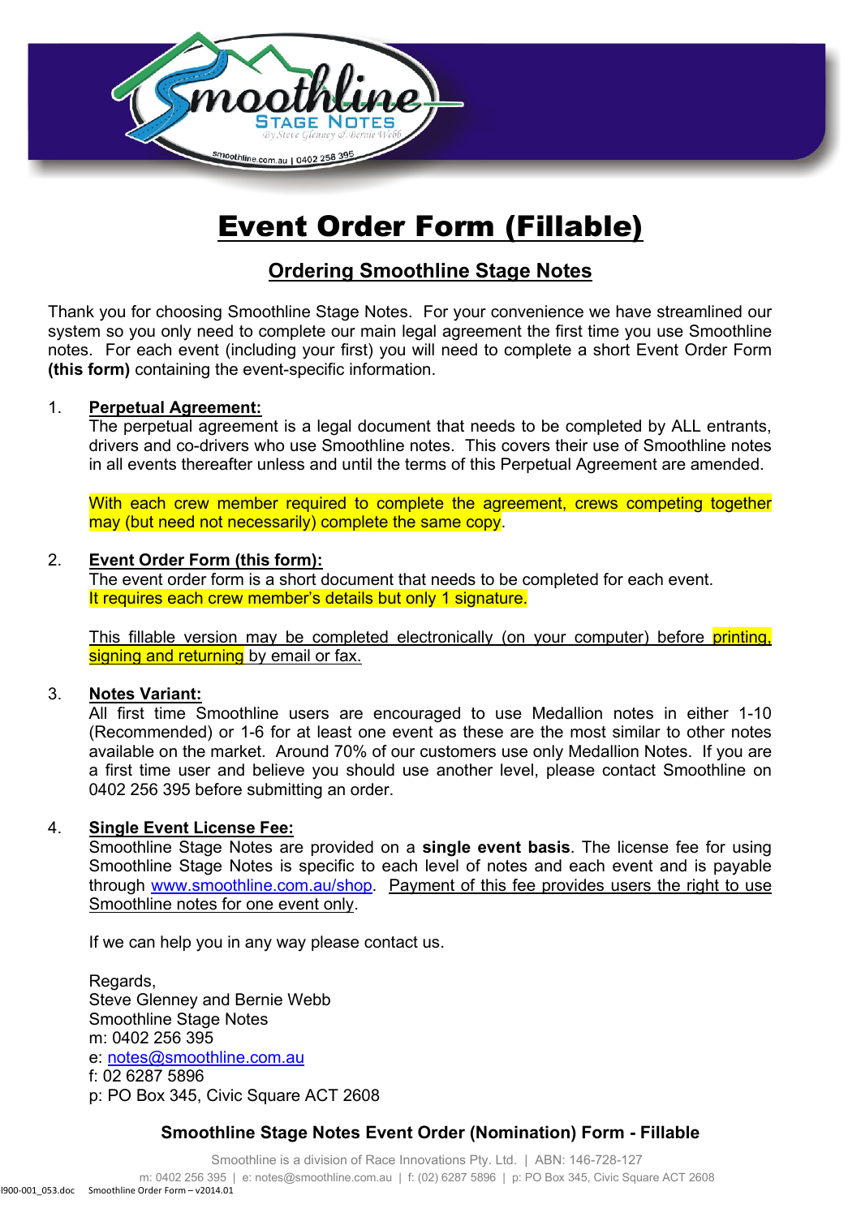# Event Order Form (Fillable)

## Ordering Smoothline Stage Notes

Thank you for choosing Smoothline Stage Notes. For your convenience we have streamlined our system so you only need to complete our main legal agreement the first time you use Smoothline notes. For each event (including your first) you will need to complete a short Event Order Form **(this form)** containing the event-specific information.

1. **Perpetual Agreement:**
   The perpetual agreement is a legal document that needs to be completed by ALL entrants, drivers and co-drivers who use Smoothline notes. This covers their use of Smoothline notes in all events thereafter unless and until the terms of this Perpetual Agreement are amended.

   With each crew member required to complete the agreement, crews competing together may (but need not necessarily) complete the same copy.

2. **Event Order Form (this form):**
   The event order form is a short document that needs to be completed for each event.
   It requires each crew member's details but only 1 signature.

   This fillable version may be completed electronically (on your computer) before printing, signing and returning by email or fax.

3. **Notes Variant:**
   All first time Smoothline users are encouraged to use Medallion notes in either 1-10 (Recommended) or 1-6 for at least one event as these are the most similar to other notes available on the market. Around 70% of our customers use only Medallion Notes. If you are a first time user and believe you should use another level, please contact Smoothline on 0402 256 395 before submitting an order.

4. **Single Event License Fee:**
   Smoothline Stage Notes are provided on a **single event basis**. The license fee for using Smoothline Stage Notes is specific to each level of notes and each event and is payable through www.smoothline.com.au/shop. Payment of this fee provides users the right to use Smoothline notes for one event only.

   If we can help you in any way please contact us.

   Regards,
   Steve Glenney and Bernie Webb
   Smoothline Stage Notes
   m: 0402 256 395
   e: notes@smoothline.com.au
   f: 02 6287 5896
   p: PO Box 345, Civic Square ACT 2608

**Smoothline Stage Notes Event Order (Nomination) Form - Fillable**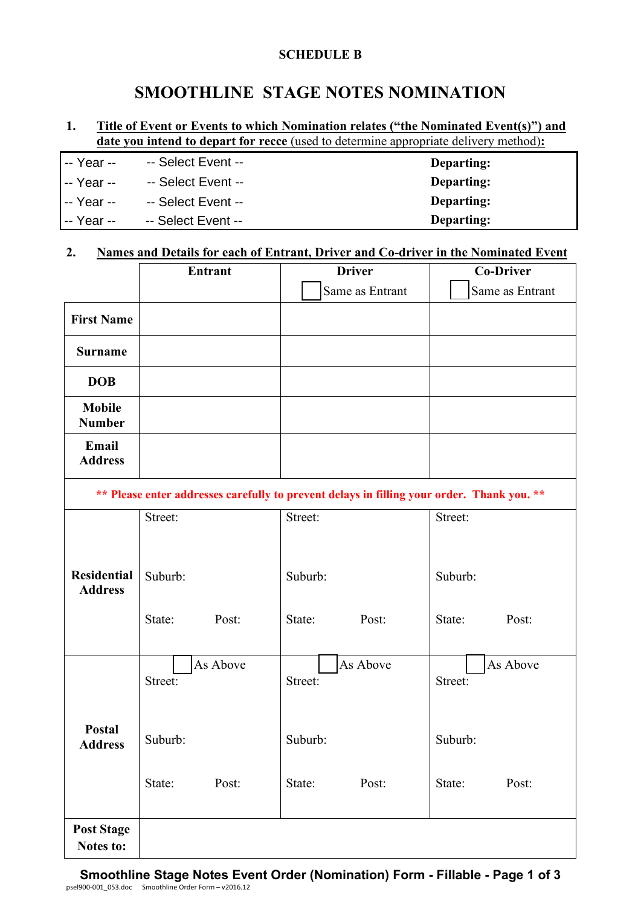**SCHEDULE B**

# SMOOTHLINE STAGE NOTES NOMINATION

**1. Title of Event or Events to which Nomination relates ("the Nominated Event(s)") and date you intend to depart for recce** (used to determine appropriate delivery method)**:**

| | | |
|---|---|---|
| -- Year -- | -- Select Event -- | **Departing:** |
| -- Year -- | -- Select Event -- | **Departing:** |
| -- Year -- | -- Select Event -- | **Departing:** |
| -- Year -- | -- Select Event -- | **Departing:** |

**2. Names and Details for each of Entrant, Driver and Co-driver in the Nominated Event**

| | **Entrant** | **Driver** ☐ Same as Entrant | **Co-Driver** ☐ Same as Entrant |
|---|---|---|---|
| **First Name** | | | |
| **Surname** | | | |
| **DOB** | | | |
| **Mobile Number** | | | |
| **Email Address** | | | |
| ** Please enter addresses carefully to prevent delays in filling your order. Thank you. ** | | | |
| **Residential Address** | Street: Suburb: State: Post: | Street: Suburb: State: Post: | Street: Suburb: State: Post: |
| **Postal Address** | ☐ As Above Street: Suburb: State: Post: | ☐ As Above Street: Suburb: State: Post: | ☐ As Above Street: Suburb: State: Post: |
| **Post Stage Notes to:** | | | |

**Smoothline Stage Notes Event Order (Nomination) Form - Fillable - Page 1 of 3**

psel900-001_053.doc Smoothline Order Form – v2016.12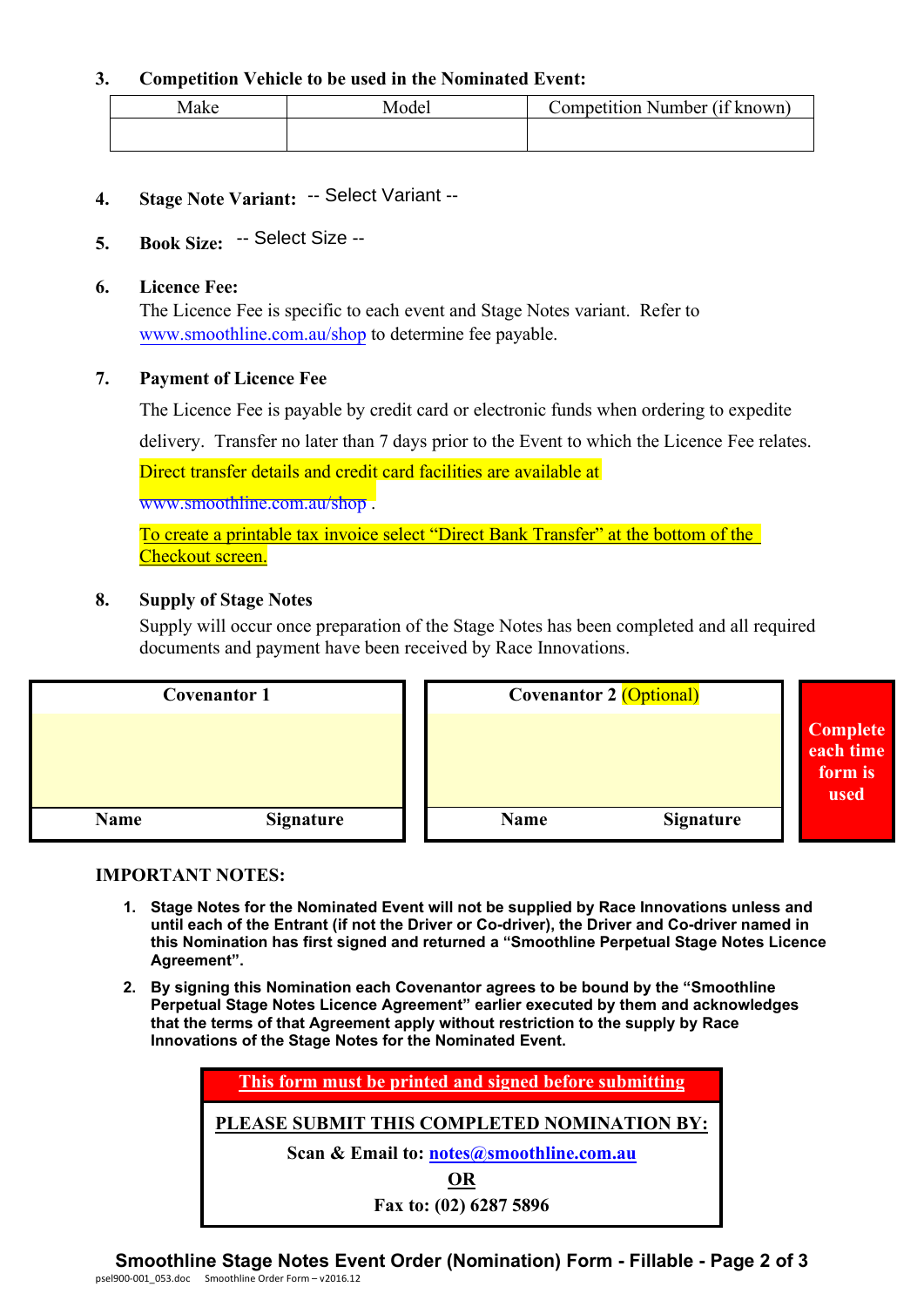**3. Competition Vehicle to be used in the Nominated Event:**

| Make | Model | Competition Number (if known) |
|---|---|---|
| | | |

**4. Stage Note Variant:** -- Select Variant --

**5. Book Size:** -- Select Size --

**6. Licence Fee:**

The Licence Fee is specific to each event and Stage Notes variant. Refer to www.smoothline.com.au/shop to determine fee payable.

**7. Payment of Licence Fee**

The Licence Fee is payable by credit card or electronic funds when ordering to expedite delivery. Transfer no later than 7 days prior to the Event to which the Licence Fee relates.

Direct transfer details and credit card facilities are available at www.smoothline.com.au/shop .

To create a printable tax invoice select "Direct Bank Transfer" at the bottom of the Checkout screen.

**8. Supply of Stage Notes**

Supply will occur once preparation of the Stage Notes has been completed and all required documents and payment have been received by Race Innovations.

| Covenantor 1 | | Covenantor 2 (Optional) | | |
|---|---|---|---|---|
| | | | | **Complete each time form is used** |
| **Name** | **Signature** | **Name** | **Signature** | |

**IMPORTANT NOTES:**

1. **Stage Notes for the Nominated Event will not be supplied by Race Innovations unless and until each of the Entrant (if not the Driver or Co-driver), the Driver and Co-driver named in this Nomination has first signed and returned a "Smoothline Perpetual Stage Notes Licence Agreement".**
2. **By signing this Nomination each Covenantor agrees to be bound by the "Smoothline Perpetual Stage Notes Licence Agreement" earlier executed by them and acknowledges that the terms of that Agreement apply without restriction to the supply by Race Innovations of the Stage Notes for the Nominated Event.**

**This form must be printed and signed before submitting**

**PLEASE SUBMIT THIS COMPLETED NOMINATION BY:**

**Scan & Email to: notes@smoothline.com.au**

**OR**

**Fax to: (02) 6287 5896**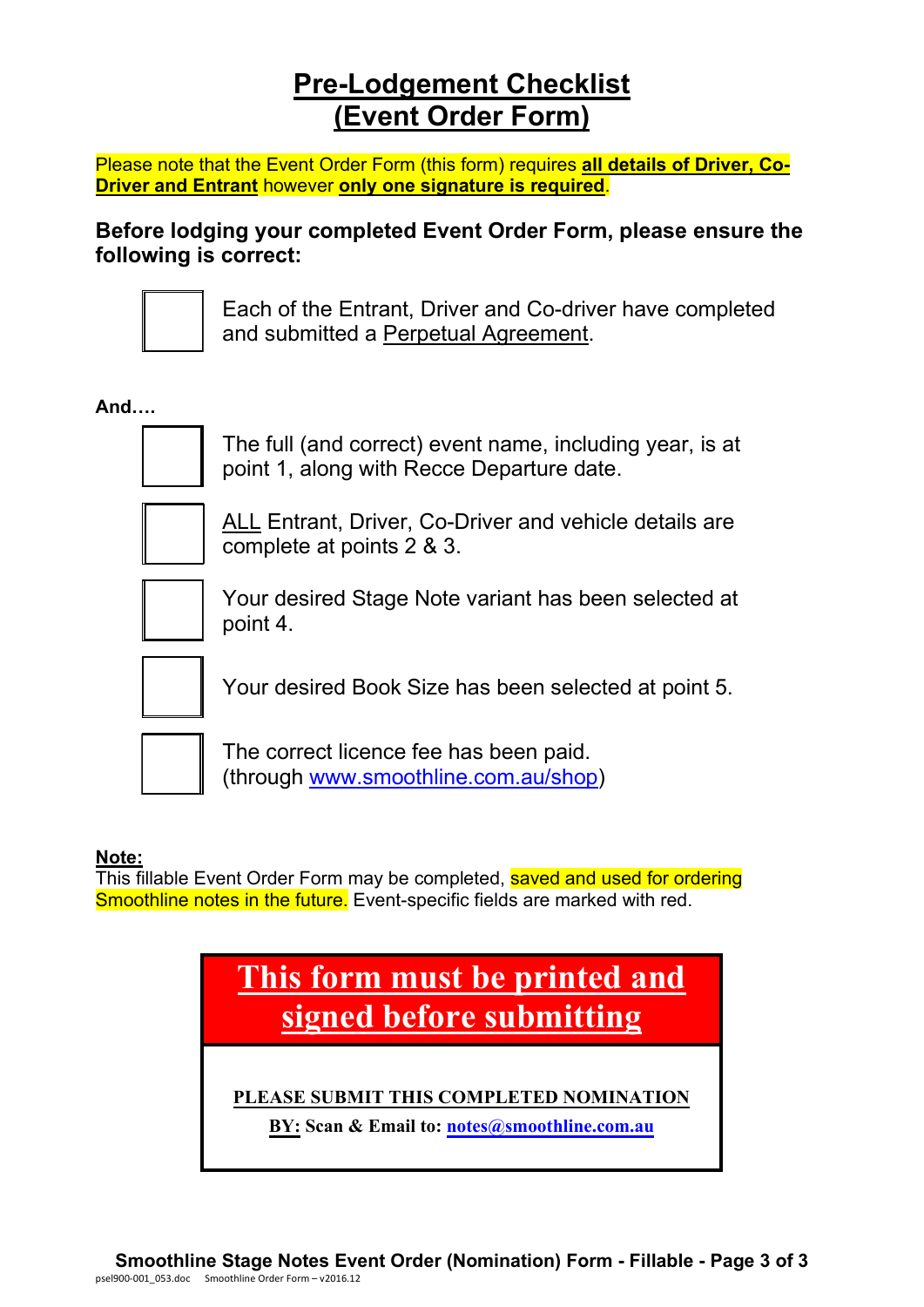# Pre-Lodgement Checklist (Event Order Form)

Please note that the Event Order Form (this form) requires **all details of Driver, Co-Driver and Entrant** however **only one signature is required**.

**Before lodging your completed Event Order Form, please ensure the following is correct:**

- [ ] Each of the Entrant, Driver and Co-driver have completed and submitted a Perpetual Agreement.

**And….**

- [ ] The full (and correct) event name, including year, is at point 1, along with Recce Departure date.
- [ ] ALL Entrant, Driver, Co-Driver and vehicle details are complete at points 2 & 3.
- [ ] Your desired Stage Note variant has been selected at point 4.
- [ ] Your desired Book Size has been selected at point 5.
- [ ] The correct licence fee has been paid. (through www.smoothline.com.au/shop)

**Note:**
This fillable Event Order Form may be completed, saved and used for ordering Smoothline notes in the future. Event-specific fields are marked with red.

**This form must be printed and signed before submitting**

**PLEASE SUBMIT THIS COMPLETED NOMINATION**

**BY: Scan & Email to: notes@smoothline.com.au**